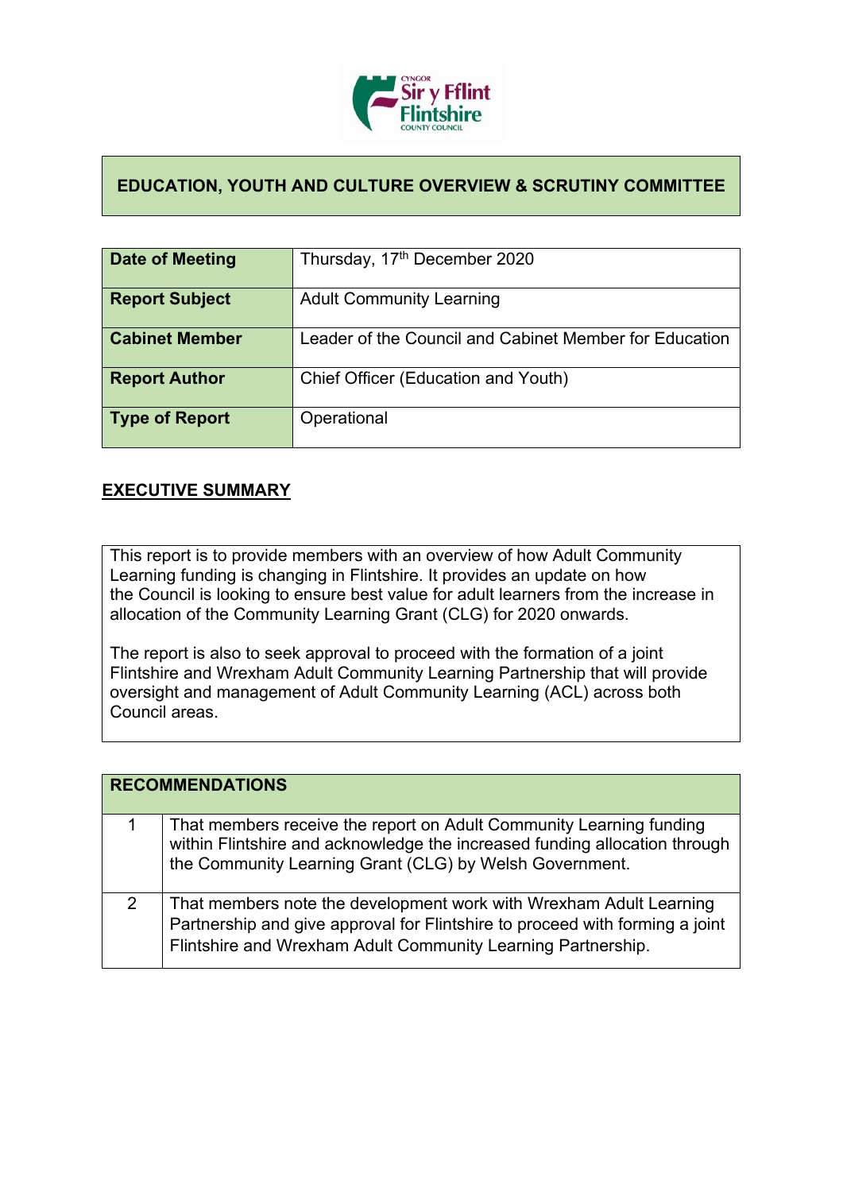# EDUCATION, YOUTH AND CULTURE OVERVIEW & SCRUTINY COMMITTEE

| **Date of Meeting** | Thursday, 17th December 2020 |
|---|---|
| **Report Subject** | Adult Community Learning |
| **Cabinet Member** | Leader of the Council and Cabinet Member for Education |
| **Report Author** | Chief Officer (Education and Youth) |
| **Type of Report** | Operational |

## EXECUTIVE SUMMARY

This report is to provide members with an overview of how Adult Community Learning funding is changing in Flintshire. It provides an update on how the Council is looking to ensure best value for adult learners from the increase in allocation of the Community Learning Grant (CLG) for 2020 onwards.

The report is also to seek approval to proceed with the formation of a joint Flintshire and Wrexham Adult Community Learning Partnership that will provide oversight and management of Adult Community Learning (ACL) across both Council areas.

| **RECOMMENDATIONS** | |
|---|---|
| 1 | That members receive the report on Adult Community Learning funding within Flintshire and acknowledge the increased funding allocation through the Community Learning Grant (CLG) by Welsh Government. |
| 2 | That members note the development work with Wrexham Adult Learning Partnership and give approval for Flintshire to proceed with forming a joint Flintshire and Wrexham Adult Community Learning Partnership. |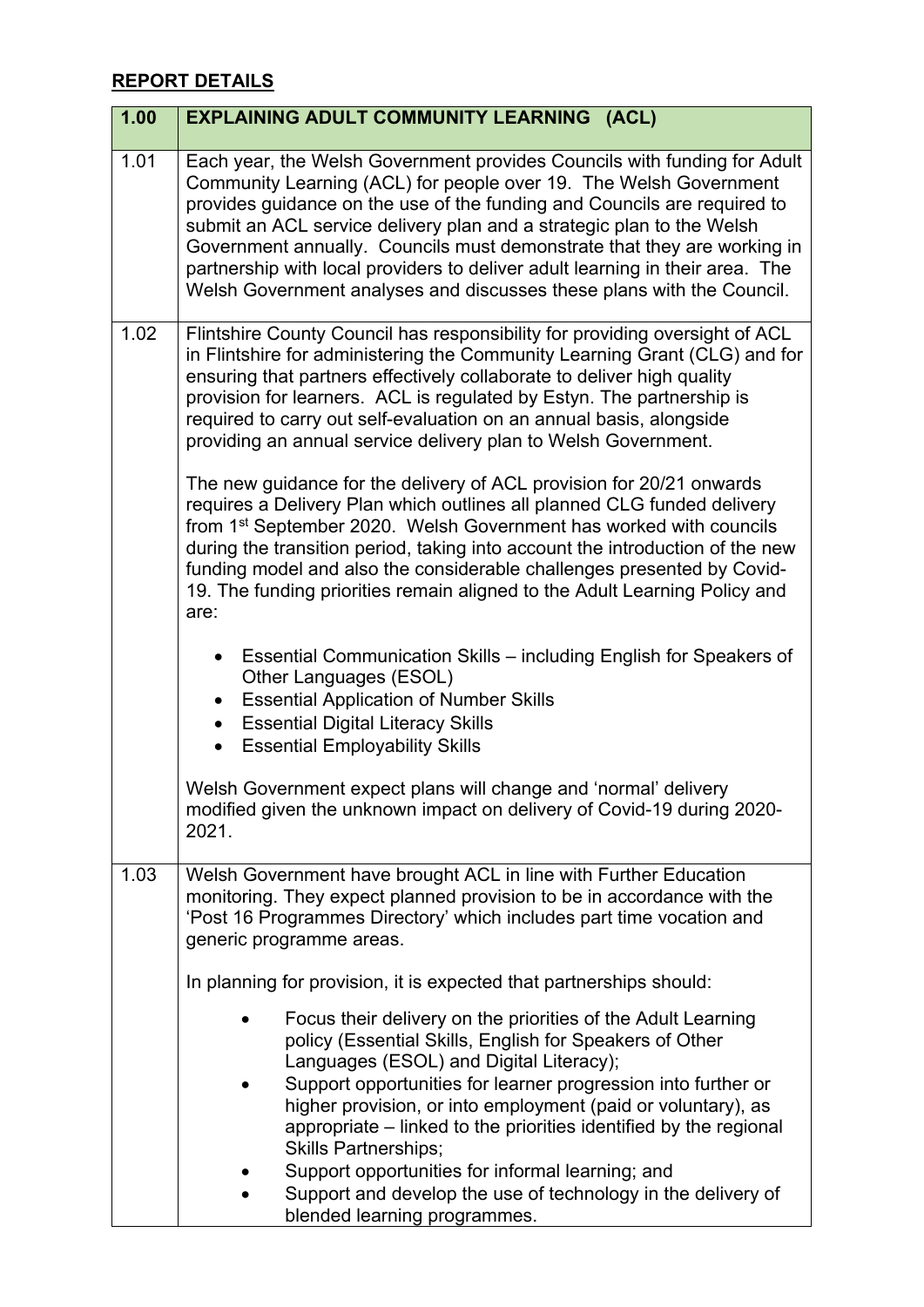## REPORT DETAILS

| 1.00 | **EXPLAINING ADULT COMMUNITY LEARNING (ACL)** |
|---|---|
| 1.01 | Each year, the Welsh Government provides Councils with funding for Adult Community Learning (ACL) for people over 19. The Welsh Government provides guidance on the use of the funding and Councils are required to submit an ACL service delivery plan and a strategic plan to the Welsh Government annually. Councils must demonstrate that they are working in partnership with local providers to deliver adult learning in their area. The Welsh Government analyses and discusses these plans with the Council. |
| 1.02 | Flintshire County Council has responsibility for providing oversight of ACL in Flintshire for administering the Community Learning Grant (CLG) and for ensuring that partners effectively collaborate to deliver high quality provision for learners. ACL is regulated by Estyn. The partnership is required to carry out self-evaluation on an annual basis, alongside providing an annual service delivery plan to Welsh Government.<br><br>The new guidance for the delivery of ACL provision for 20/21 onwards requires a Delivery Plan which outlines all planned CLG funded delivery from 1st September 2020. Welsh Government has worked with councils during the transition period, taking into account the introduction of the new funding model and also the considerable challenges presented by Covid-19. The funding priorities remain aligned to the Adult Learning Policy and are:<br><br>• Essential Communication Skills – including English for Speakers of Other Languages (ESOL)<br>• Essential Application of Number Skills<br>• Essential Digital Literacy Skills<br>• Essential Employability Skills<br><br>Welsh Government expect plans will change and 'normal' delivery modified given the unknown impact on delivery of Covid-19 during 2020-2021. |
| 1.03 | Welsh Government have brought ACL in line with Further Education monitoring. They expect planned provision to be in accordance with the 'Post 16 Programmes Directory' which includes part time vocation and generic programme areas.<br><br>In planning for provision, it is expected that partnerships should:<br><br>• Focus their delivery on the priorities of the Adult Learning policy (Essential Skills, English for Speakers of Other Languages (ESOL) and Digital Literacy);<br>• Support opportunities for learner progression into further or higher provision, or into employment (paid or voluntary), as appropriate – linked to the priorities identified by the regional Skills Partnerships;<br>• Support opportunities for informal learning; and<br>• Support and develop the use of technology in the delivery of blended learning programmes. |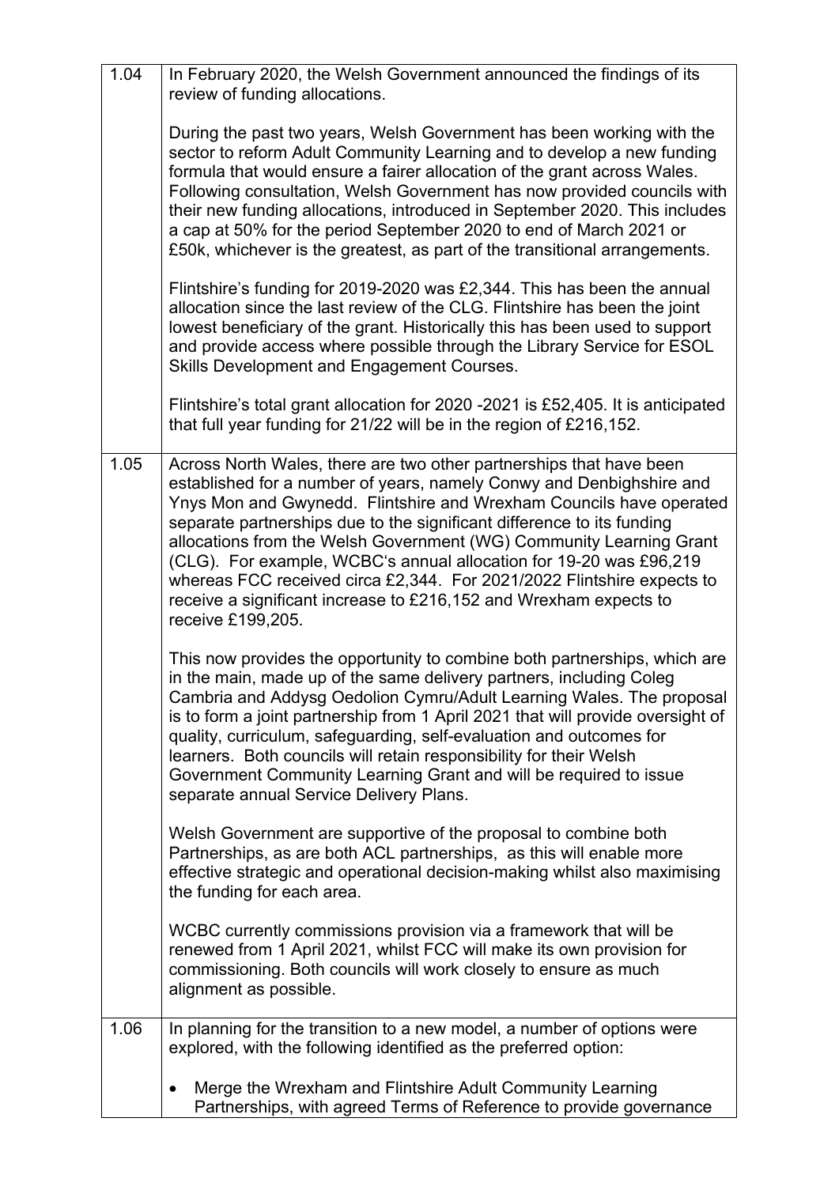| | |
|---|---|
| 1.04 | In February 2020, the Welsh Government announced the findings of its review of funding allocations.<br><br>During the past two years, Welsh Government has been working with the sector to reform Adult Community Learning and to develop a new funding formula that would ensure a fairer allocation of the grant across Wales. Following consultation, Welsh Government has now provided councils with their new funding allocations, introduced in September 2020. This includes a cap at 50% for the period September 2020 to end of March 2021 or £50k, whichever is the greatest, as part of the transitional arrangements.<br><br>Flintshire's funding for 2019-2020 was £2,344. This has been the annual allocation since the last review of the CLG. Flintshire has been the joint lowest beneficiary of the grant. Historically this has been used to support and provide access where possible through the Library Service for ESOL Skills Development and Engagement Courses.<br><br>Flintshire's total grant allocation for 2020 -2021 is £52,405. It is anticipated that full year funding for 21/22 will be in the region of £216,152. |
| 1.05 | Across North Wales, there are two other partnerships that have been established for a number of years, namely Conwy and Denbighshire and Ynys Mon and Gwynedd. Flintshire and Wrexham Councils have operated separate partnerships due to the significant difference to its funding allocations from the Welsh Government (WG) Community Learning Grant (CLG). For example, WCBC's annual allocation for 19-20 was £96,219 whereas FCC received circa £2,344. For 2021/2022 Flintshire expects to receive a significant increase to £216,152 and Wrexham expects to receive £199,205.<br><br>This now provides the opportunity to combine both partnerships, which are in the main, made up of the same delivery partners, including Coleg Cambria and Addysg Oedolion Cymru/Adult Learning Wales. The proposal is to form a joint partnership from 1 April 2021 that will provide oversight of quality, curriculum, safeguarding, self-evaluation and outcomes for learners. Both councils will retain responsibility for their Welsh Government Community Learning Grant and will be required to issue separate annual Service Delivery Plans.<br><br>Welsh Government are supportive of the proposal to combine both Partnerships, as are both ACL partnerships, as this will enable more effective strategic and operational decision-making whilst also maximising the funding for each area.<br><br>WCBC currently commissions provision via a framework that will be renewed from 1 April 2021, whilst FCC will make its own provision for commissioning. Both councils will work closely to ensure as much alignment as possible. |
| 1.06 | In planning for the transition to a new model, a number of options were explored, with the following identified as the preferred option:<br><br>• Merge the Wrexham and Flintshire Adult Community Learning Partnerships, with agreed Terms of Reference to provide governance |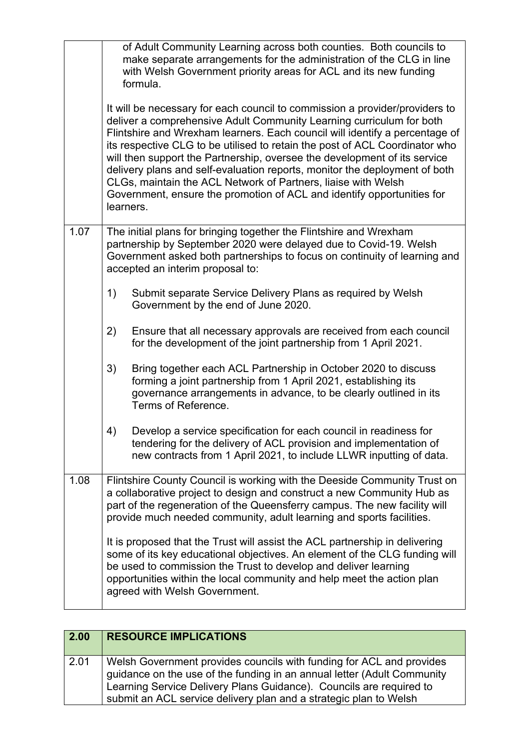| | |
|---|---|
| | of Adult Community Learning across both counties. Both councils to make separate arrangements for the administration of the CLG in line with Welsh Government priority areas for ACL and its new funding formula.<br><br>It will be necessary for each council to commission a provider/providers to deliver a comprehensive Adult Community Learning curriculum for both Flintshire and Wrexham learners. Each council will identify a percentage of its respective CLG to be utilised to retain the post of ACL Coordinator who will then support the Partnership, oversee the development of its service delivery plans and self-evaluation reports, monitor the deployment of both CLGs, maintain the ACL Network of Partners, liaise with Welsh Government, ensure the promotion of ACL and identify opportunities for learners. |
| 1.07 | The initial plans for bringing together the Flintshire and Wrexham partnership by September 2020 were delayed due to Covid-19. Welsh Government asked both partnerships to focus on continuity of learning and accepted an interim proposal to:<br><br>1) Submit separate Service Delivery Plans as required by Welsh Government by the end of June 2020.<br><br>2) Ensure that all necessary approvals are received from each council for the development of the joint partnership from 1 April 2021.<br><br>3) Bring together each ACL Partnership in October 2020 to discuss forming a joint partnership from 1 April 2021, establishing its governance arrangements in advance, to be clearly outlined in its Terms of Reference.<br><br>4) Develop a service specification for each council in readiness for tendering for the delivery of ACL provision and implementation of new contracts from 1 April 2021, to include LLWR inputting of data. |
| 1.08 | Flintshire County Council is working with the Deeside Community Trust on a collaborative project to design and construct a new Community Hub as part of the regeneration of the Queensferry campus. The new facility will provide much needed community, adult learning and sports facilities.<br><br>It is proposed that the Trust will assist the ACL partnership in delivering some of its key educational objectives. An element of the CLG funding will be used to commission the Trust to develop and deliver learning opportunities within the local community and help meet the action plan agreed with Welsh Government. |

| 2.00 | RESOURCE IMPLICATIONS |
|---|---|
| 2.01 | Welsh Government provides councils with funding for ACL and provides guidance on the use of the funding in an annual letter (Adult Community Learning Service Delivery Plans Guidance). Councils are required to submit an ACL service delivery plan and a strategic plan to Welsh |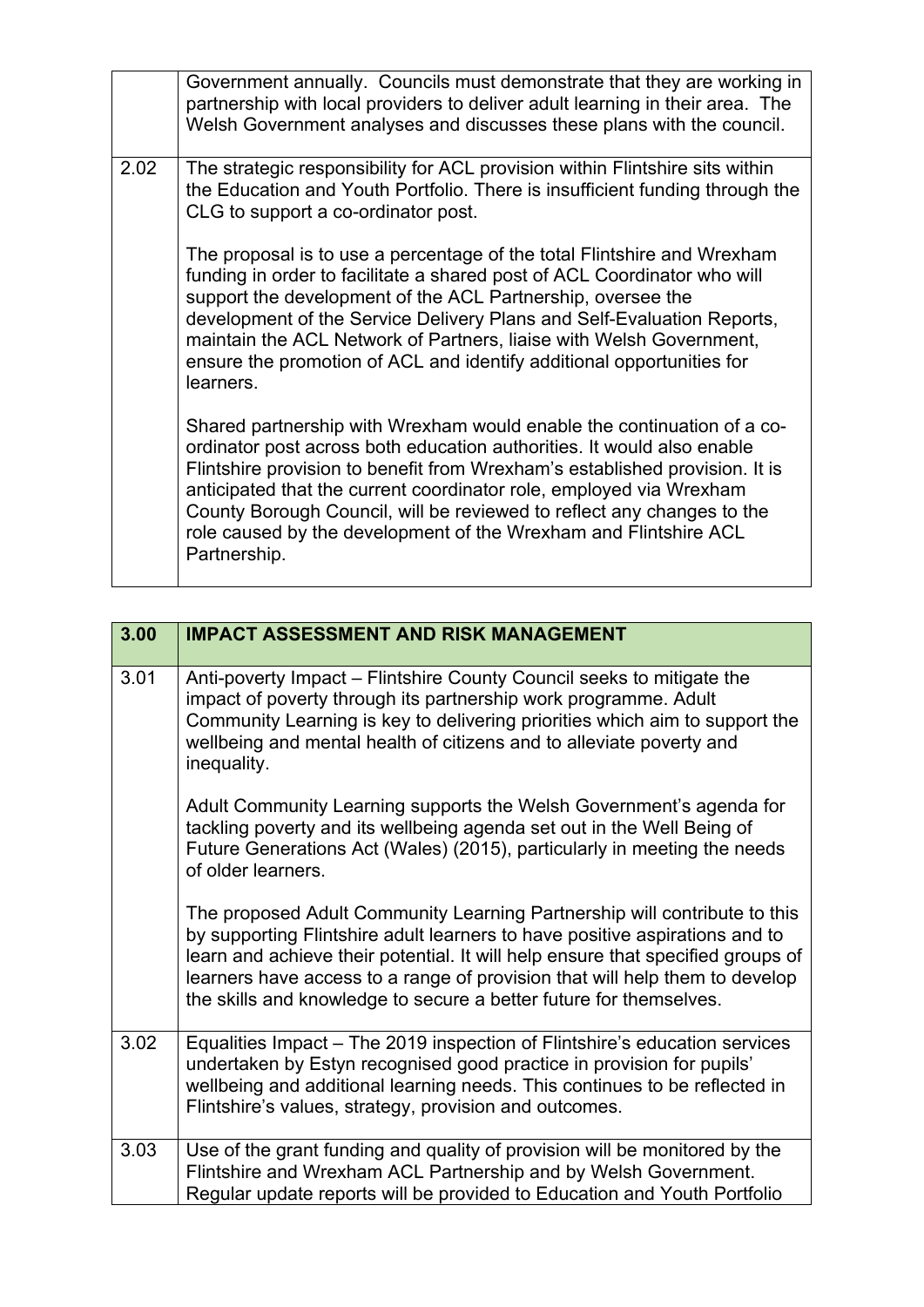|  |  |
| --- | --- |
|  | Government annually. Councils must demonstrate that they are working in partnership with local providers to deliver adult learning in their area. The Welsh Government analyses and discusses these plans with the council. |
| 2.02 | The strategic responsibility for ACL provision within Flintshire sits within the Education and Youth Portfolio. There is insufficient funding through the CLG to support a co-ordinator post.<br><br>The proposal is to use a percentage of the total Flintshire and Wrexham funding in order to facilitate a shared post of ACL Coordinator who will support the development of the ACL Partnership, oversee the development of the Service Delivery Plans and Self-Evaluation Reports, maintain the ACL Network of Partners, liaise with Welsh Government, ensure the promotion of ACL and identify additional opportunities for learners.<br><br>Shared partnership with Wrexham would enable the continuation of a co-ordinator post across both education authorities. It would also enable Flintshire provision to benefit from Wrexham's established provision. It is anticipated that the current coordinator role, employed via Wrexham County Borough Council, will be reviewed to reflect any changes to the role caused by the development of the Wrexham and Flintshire ACL Partnership. |

| 3.00 | IMPACT ASSESSMENT AND RISK MANAGEMENT |
| --- | --- |
| 3.01 | Anti-poverty Impact – Flintshire County Council seeks to mitigate the impact of poverty through its partnership work programme. Adult Community Learning is key to delivering priorities which aim to support the wellbeing and mental health of citizens and to alleviate poverty and inequality.<br><br>Adult Community Learning supports the Welsh Government's agenda for tackling poverty and its wellbeing agenda set out in the Well Being of Future Generations Act (Wales) (2015), particularly in meeting the needs of older learners.<br><br>The proposed Adult Community Learning Partnership will contribute to this by supporting Flintshire adult learners to have positive aspirations and to learn and achieve their potential. It will help ensure that specified groups of learners have access to a range of provision that will help them to develop the skills and knowledge to secure a better future for themselves. |
| 3.02 | Equalities Impact – The 2019 inspection of Flintshire's education services undertaken by Estyn recognised good practice in provision for pupils' wellbeing and additional learning needs. This continues to be reflected in Flintshire's values, strategy, provision and outcomes. |
| 3.03 | Use of the grant funding and quality of provision will be monitored by the Flintshire and Wrexham ACL Partnership and by Welsh Government. Regular update reports will be provided to Education and Youth Portfolio |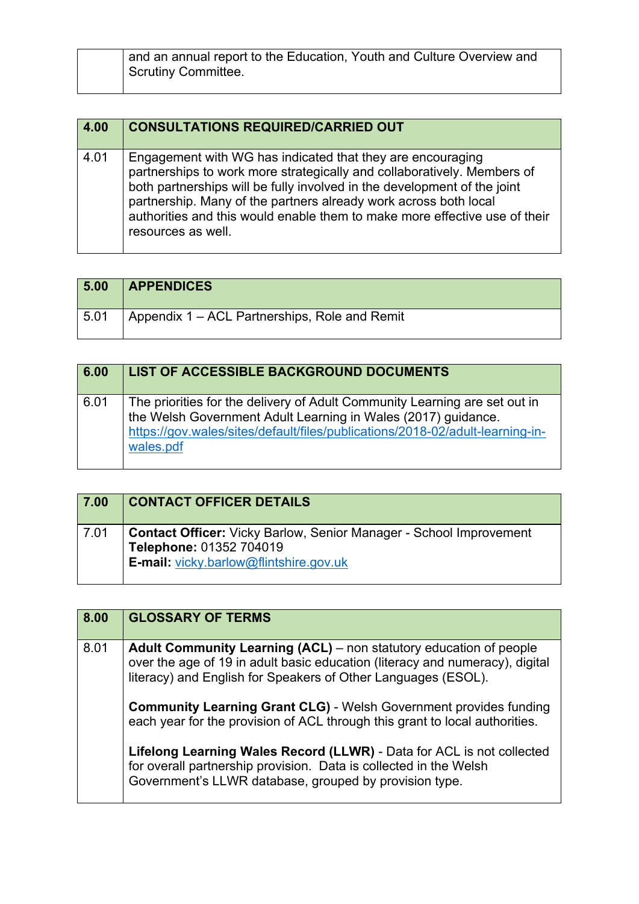| | |
|---|---|
| | and an annual report to the Education, Youth and Culture Overview and Scrutiny Committee. |

| **4.00** | **CONSULTATIONS REQUIRED/CARRIED OUT** |
|---|---|
| 4.01 | Engagement with WG has indicated that they are encouraging partnerships to work more strategically and collaboratively. Members of both partnerships will be fully involved in the development of the joint partnership. Many of the partners already work across both local authorities and this would enable them to make more effective use of their resources as well. |

| **5.00** | **APPENDICES** |
|---|---|
| 5.01 | Appendix 1 – ACL Partnerships, Role and Remit |

| **6.00** | **LIST OF ACCESSIBLE BACKGROUND DOCUMENTS** |
|---|---|
| 6.01 | The priorities for the delivery of Adult Community Learning are set out in the Welsh Government Adult Learning in Wales (2017) guidance. https://gov.wales/sites/default/files/publications/2018-02/adult-learning-in-wales.pdf |

| **7.00** | **CONTACT OFFICER DETAILS** |
|---|---|
| 7.01 | **Contact Officer:** Vicky Barlow, Senior Manager - School Improvement<br>**Telephone:** 01352 704019<br>**E-mail:** vicky.barlow@flintshire.gov.uk |

| **8.00** | **GLOSSARY OF TERMS** |
|---|---|
| 8.01 | **Adult Community Learning (ACL)** – non statutory education of people over the age of 19 in adult basic education (literacy and numeracy), digital literacy) and English for Speakers of Other Languages (ESOL).<br><br>**Community Learning Grant CLG)** - Welsh Government provides funding each year for the provision of ACL through this grant to local authorities.<br><br>**Lifelong Learning Wales Record (LLWR)** - Data for ACL is not collected for overall partnership provision. Data is collected in the Welsh Government's LLWR database, grouped by provision type. |